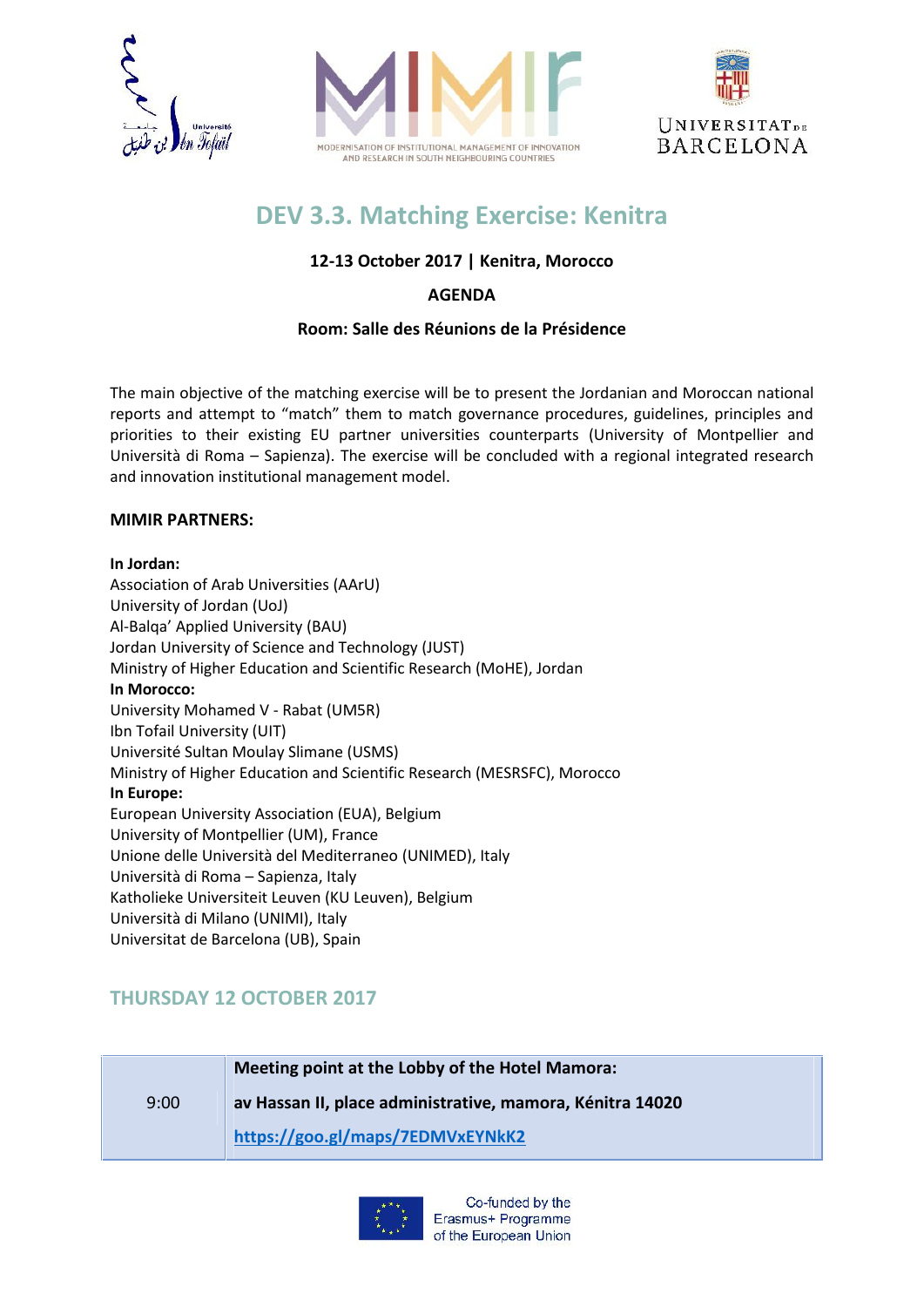# DEV 3.3. Matching Exercise: Kenitra

**12-13 October 2017 | Kenitra, Morocco**

**AGENDA**

**Room: Salle des Réunions de la Présidence**

The main objective of the matching exercise will be to present the Jordanian and Moroccan national reports and attempt to "match" them to match governance procedures, guidelines, principles and priorities to their existing EU partner universities counterparts (University of Montpellier and Università di Roma – Sapienza). The exercise will be concluded with a regional integrated research and innovation institutional management model.

**MIMIR PARTNERS:**

**In Jordan:**
Association of Arab Universities (AArU)
University of Jordan (UoJ)
Al-Balqa' Applied University (BAU)
Jordan University of Science and Technology (JUST)
Ministry of Higher Education and Scientific Research (MoHE), Jordan
**In Morocco:**
University Mohamed V - Rabat (UM5R)
Ibn Tofail University (UIT)
Université Sultan Moulay Slimane (USMS)
Ministry of Higher Education and Scientific Research (MESRSFC), Morocco
**In Europe:**
European University Association (EUA), Belgium
University of Montpellier (UM), France
Unione delle Università del Mediterraneo (UNIMED), Italy
Università di Roma – Sapienza, Italy
Katholieke Universiteit Leuven (KU Leuven), Belgium
Università di Milano (UNIMI), Italy
Universitat de Barcelona (UB), Spain

## THURSDAY 12 OCTOBER 2017

| | |
|---|---|
| 9:00 | **Meeting point at the Lobby of the Hotel Mamora:** **av Hassan II, place administrative, mamora, Kénitra 14020** **https://goo.gl/maps/7EDMVxEYNkK2** |

Co-funded by the Erasmus+ Programme of the European Union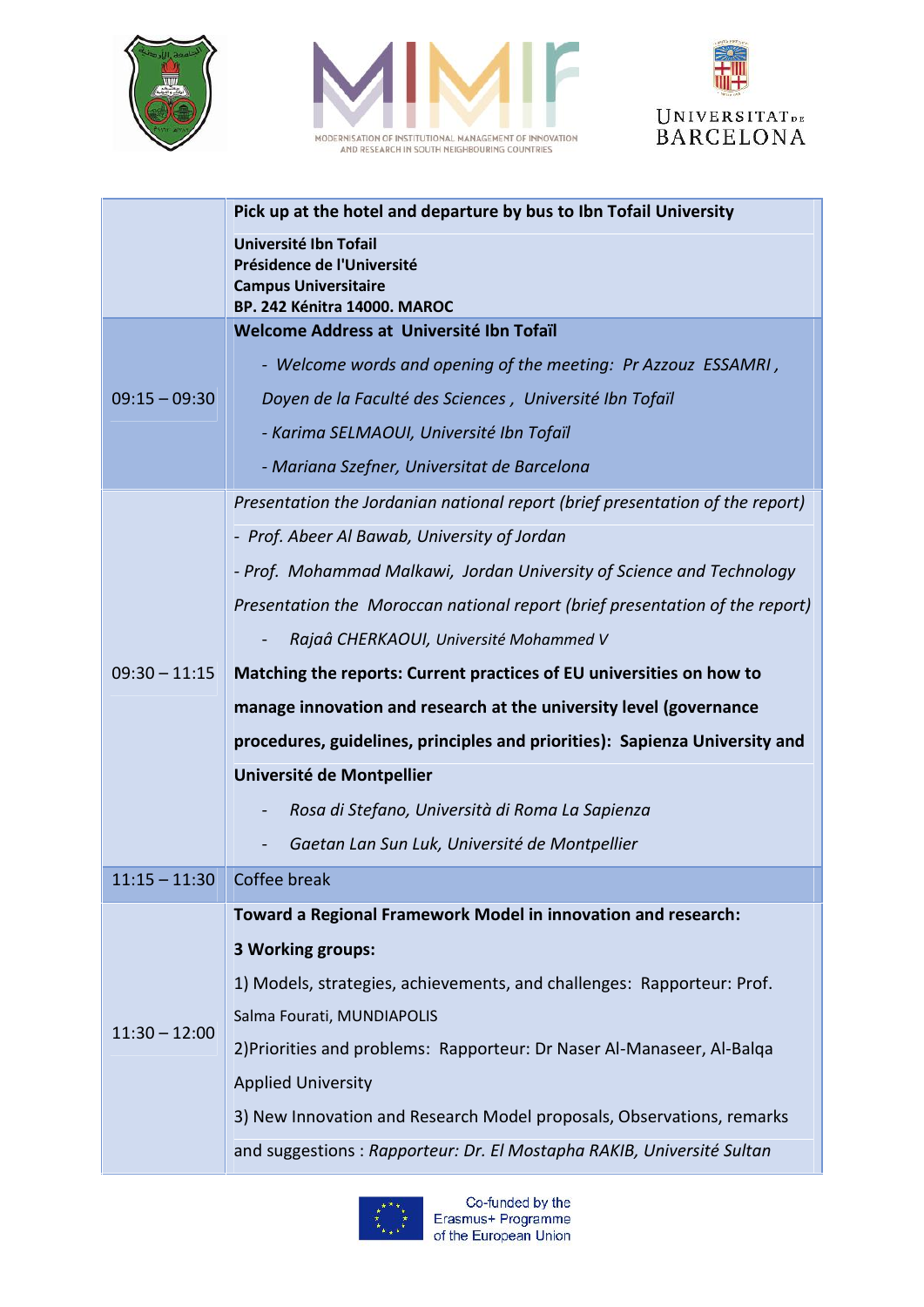| | |
|---|---|
| | **Pick up at the hotel and departure by bus to Ibn Tofail University**<br><br>**Université Ibn Tofail**<br>**Présidence de l'Université**<br>**Campus Universitaire**<br>**BP. 242 Kénitra 14000. MAROC** |
| 09:15 – 09:30 | **Welcome Address at Université Ibn Tofaïl**<br><br>- *Welcome words and opening of the meeting: Pr Azzouz ESSAMRI, Doyen de la Faculté des Sciences, Université Ibn Tofaïl*<br>- *Karima SELMAOUI, Université Ibn Tofaïl*<br>- *Mariana Szefner, Universitat de Barcelona* |
| 09:30 – 11:15 | *Presentation the Jordanian national report (brief presentation of the report)*<br>- *Prof. Abeer Al Bawab, University of Jordan*<br>- *Prof. Mohammad Malkawi, Jordan University of Science and Technology*<br><br>*Presentation the Moroccan national report (brief presentation of the report)*<br>- *Rajaâ CHERKAOUI, Université Mohammed V*<br><br>**Matching the reports: Current practices of EU universities on how to manage innovation and research at the university level (governance procedures, guidelines, principles and priorities): Sapienza University and Université de Montpellier**<br>- *Rosa di Stefano, Università di Roma La Sapienza*<br>- *Gaetan Lan Sun Luk, Université de Montpellier* |
| 11:15 – 11:30 | Coffee break |
| 11:30 – 12:00 | **Toward a Regional Framework Model in innovation and research:**<br><br>**3 Working groups:**<br><br>1) Models, strategies, achievements, and challenges: Rapporteur: Prof. Salma Fourati, MUNDIAPOLIS<br><br>2) Priorities and problems: Rapporteur: Dr Naser Al-Manaseer, Al-Balqa Applied University<br><br>3) New Innovation and Research Model proposals, Observations, remarks and suggestions : *Rapporteur: Dr. El Mostapha RAKIB, Université Sultan* |

Co-funded by the Erasmus+ Programme of the European Union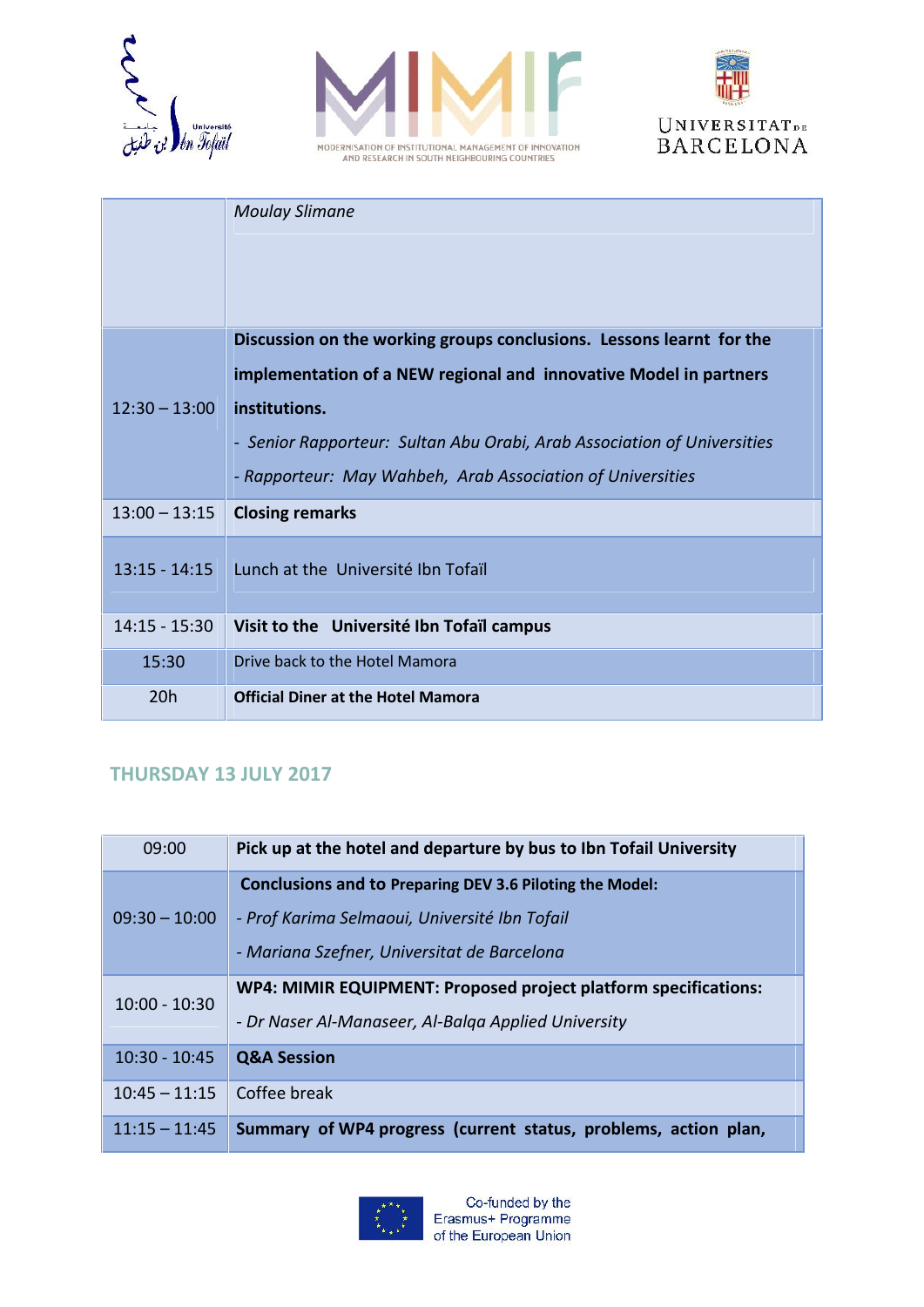| | |
|---|---|
| | *Moulay Slimane* |
| 12:30 – 13:00 | **Discussion on the working groups conclusions. Lessons learnt for the implementation of a NEW regional and innovative Model in partners institutions.**<br>- *Senior Rapporteur: Sultan Abu Orabi, Arab Association of Universities*<br>- *Rapporteur: May Wahbeh, Arab Association of Universities* |
| 13:00 – 13:15 | **Closing remarks** |
| 13:15 - 14:15 | Lunch at the Université Ibn Tofaïl |
| 14:15 - 15:30 | **Visit to the Université Ibn Tofaïl campus** |
| 15:30 | Drive back to the Hotel Mamora |
| 20h | **Official Diner at the Hotel Mamora** |

## THURSDAY 13 JULY 2017

| | |
|---|---|
| 09:00 | **Pick up at the hotel and departure by bus to Ibn Tofail University** |
| 09:30 – 10:00 | **Conclusions and to Preparing DEV 3.6 Piloting the Model:**<br>- *Prof Karima Selmaoui, Université Ibn Tofail*<br>- *Mariana Szefner, Universitat de Barcelona* |
| 10:00 - 10:30 | **WP4: MIMIR EQUIPMENT: Proposed project platform specifications:**<br>- *Dr Naser Al-Manaseer, Al-Balqa Applied University* |
| 10:30 - 10:45 | **Q&A Session** |
| 10:45 – 11:15 | Coffee break |
| 11:15 – 11:45 | **Summary of WP4 progress (current status, problems, action plan,** |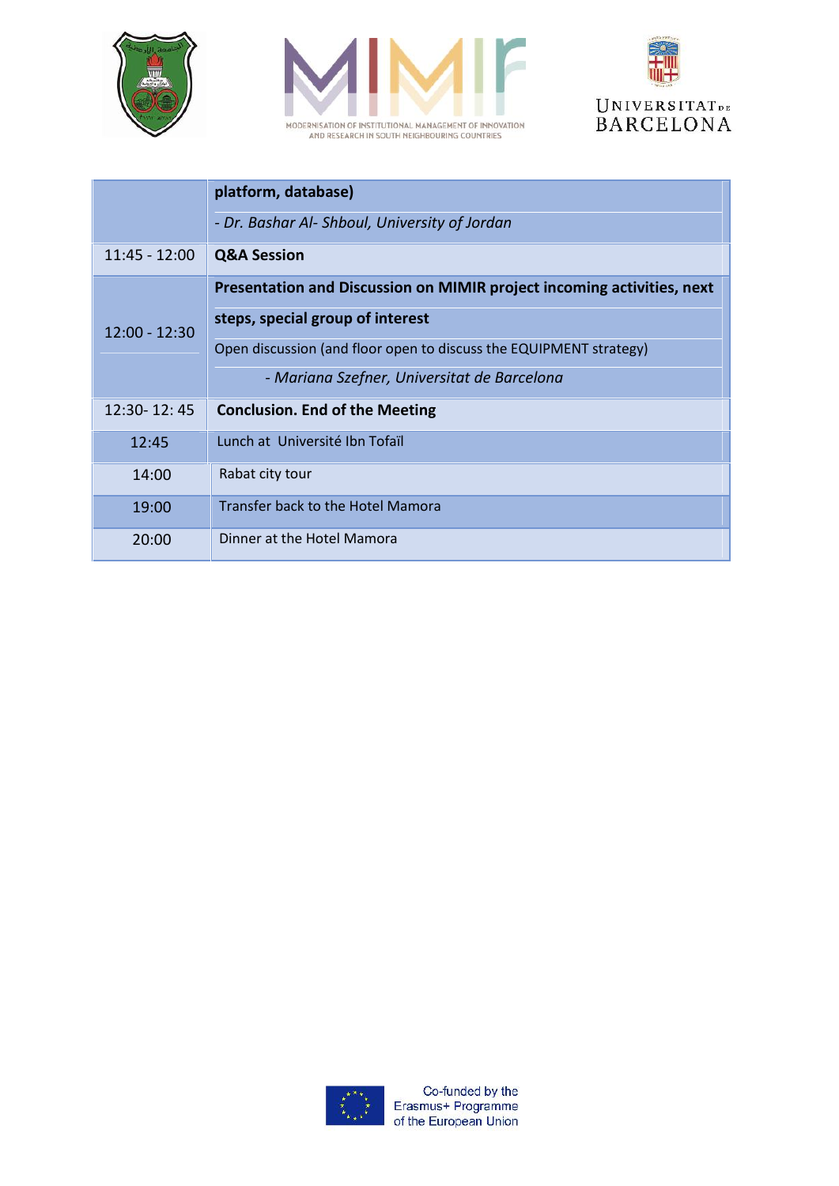| | |
|---|---|
| | **platform, database)** |
| | *- Dr. Bashar Al- Shboul, University of Jordan* |
| 11:45 - 12:00 | **Q&A Session** |
| 12:00 - 12:30 | **Presentation and Discussion on MIMIR project incoming activities, next steps, special group of interest** |
| | Open discussion (and floor open to discuss the EQUIPMENT strategy) |
| | *- Mariana Szefner, Universitat de Barcelona* |
| 12:30- 12: 45 | **Conclusion. End of the Meeting** |
| 12:45 | Lunch at Université Ibn Tofaïl |
| 14:00 | Rabat city tour |
| 19:00 | Transfer back to the Hotel Mamora |
| 20:00 | Dinner at the Hotel Mamora |